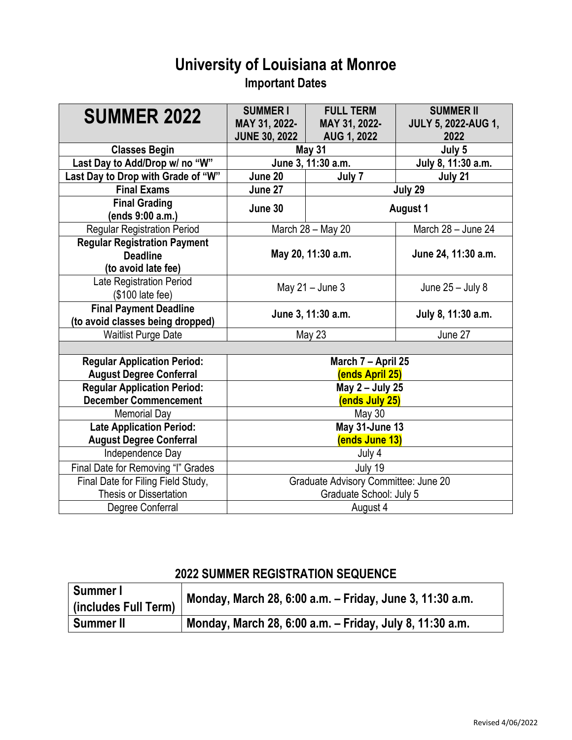# University of Louisiana at Monroe

## Important Dates

| SUMMER 2022 | SUMMER I MAY 31, 2022-JUNE 30, 2022 | FULL TERM MAY 31, 2022-AUG 1, 2022 | SUMMER II JULY 5, 2022-AUG 1, 2022 |
|---|---|---|---|
| **Classes Begin** | **May 31** | | **July 5** |
| **Last Day to Add/Drop w/ no "W"** | **June 3, 11:30 a.m.** | | **July 8, 11:30 a.m.** |
| **Last Day to Drop with Grade of "W"** | **June 20** | **July 7** | **July 21** |
| **Final Exams** | **June 27** | **July 29** | |
| **Final Grading (ends 9:00 a.m.)** | **June 30** | **August 1** | |
| Regular Registration Period | March 28 – May 20 | | March 28 – June 24 |
| **Regular Registration Payment Deadline (to avoid late fee)** | **May 20, 11:30 a.m.** | | **June 24, 11:30 a.m.** |
| Late Registration Period ($100 late fee) | May 21 – June 3 | | June 25 – July 8 |
| **Final Payment Deadline (to avoid classes being dropped)** | **June 3, 11:30 a.m.** | | **July 8, 11:30 a.m.** |
| Waitlist Purge Date | May 23 | | June 27 |
| | | | |
| **Regular Application Period: August Degree Conferral** | **March 7 – April 25 (ends April 25)** | | |
| **Regular Application Period: December Commencement** | **May 2 – July 25 (ends July 25)** | | |
| Memorial Day | May 30 | | |
| **Late Application Period: August Degree Conferral** | **May 31-June 13 (ends June 13)** | | |
| Independence Day | July 4 | | |
| Final Date for Removing "I" Grades | July 19 | | |
| Final Date for Filing Field Study, Thesis or Dissertation | Graduate Advisory Committee: June 20 Graduate School: July 5 | | |
| Degree Conferral | August 4 | | |

## 2022 SUMMER REGISTRATION SEQUENCE

| | |
|---|---|
| **Summer I (includes Full Term)** | **Monday, March 28, 6:00 a.m. – Friday, June 3, 11:30 a.m.** |
| **Summer II** | **Monday, March 28, 6:00 a.m. – Friday, July 8, 11:30 a.m.** |

Revised 4/06/2022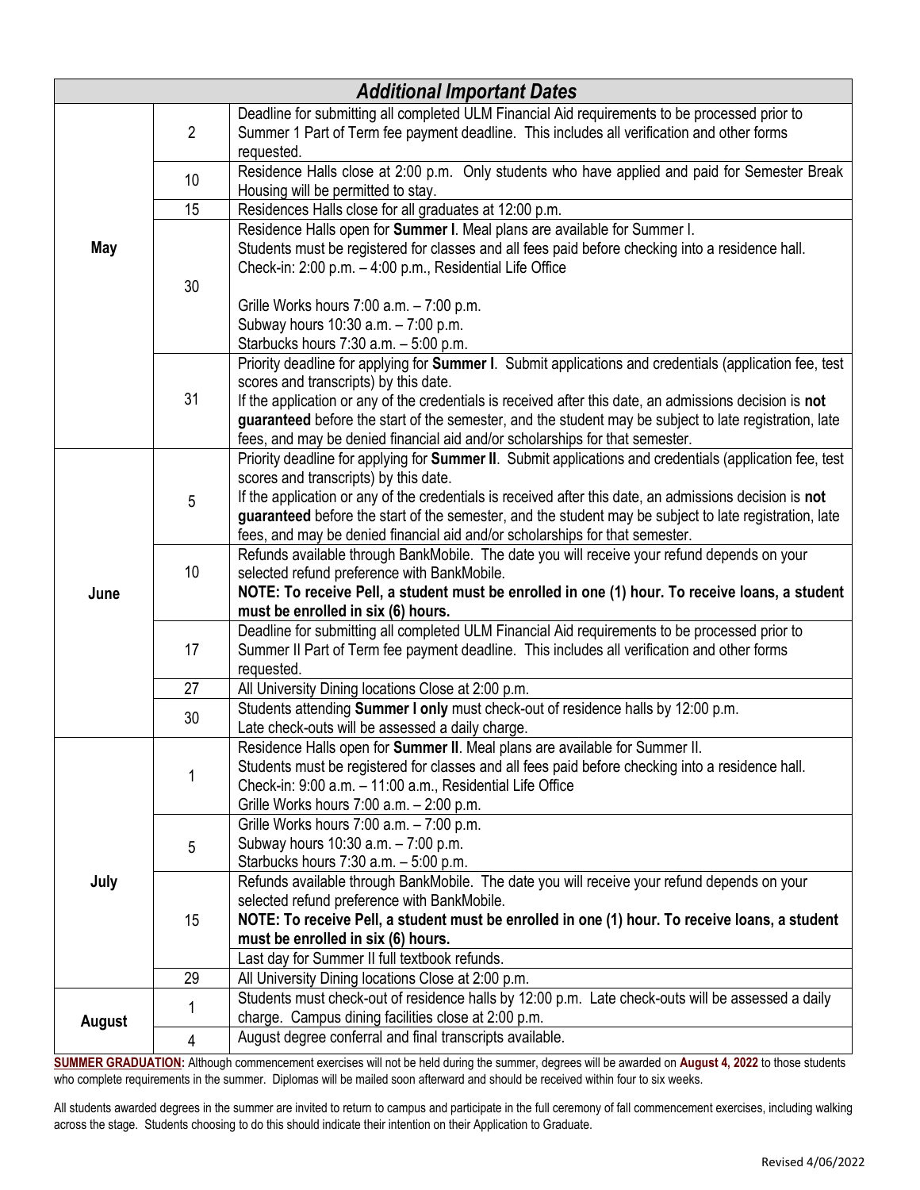| Additional Important Dates | | |
|---|---|---|
| May | 2 | Deadline for submitting all completed ULM Financial Aid requirements to be processed prior to Summer 1 Part of Term fee payment deadline. This includes all verification and other forms requested. |
| | 10 | Residence Halls close at 2:00 p.m. Only students who have applied and paid for Semester Break Housing will be permitted to stay. |
| | 15 | Residences Halls close for all graduates at 12:00 p.m. |
| | 30 | Residence Halls open for **Summer I**. Meal plans are available for Summer I.<br>Students must be registered for classes and all fees paid before checking into a residence hall.<br>Check-in: 2:00 p.m. – 4:00 p.m., Residential Life Office<br><br>Grille Works hours 7:00 a.m. – 7:00 p.m.<br>Subway hours 10:30 a.m. – 7:00 p.m.<br>Starbucks hours 7:30 a.m. – 5:00 p.m. |
| | 31 | Priority deadline for applying for **Summer I**. Submit applications and credentials (application fee, test scores and transcripts) by this date.<br>If the application or any of the credentials is received after this date, an admissions decision is **not guaranteed** before the start of the semester, and the student may be subject to late registration, late fees, and may be denied financial aid and/or scholarships for that semester. |
| June | 5 | Priority deadline for applying for **Summer II**. Submit applications and credentials (application fee, test scores and transcripts) by this date.<br>If the application or any of the credentials is received after this date, an admissions decision is **not guaranteed** before the start of the semester, and the student may be subject to late registration, late fees, and may be denied financial aid and/or scholarships for that semester. |
| | 10 | Refunds available through BankMobile. The date you will receive your refund depends on your selected refund preference with BankMobile.<br>**NOTE: To receive Pell, a student must be enrolled in one (1) hour. To receive loans, a student must be enrolled in six (6) hours.** |
| | 17 | Deadline for submitting all completed ULM Financial Aid requirements to be processed prior to Summer II Part of Term fee payment deadline. This includes all verification and other forms requested. |
| | 27 | All University Dining locations Close at 2:00 p.m. |
| | 30 | Students attending **Summer I only** must check-out of residence halls by 12:00 p.m.<br>Late check-outs will be assessed a daily charge. |
| July | 1 | Residence Halls open for **Summer II**. Meal plans are available for Summer II.<br>Students must be registered for classes and all fees paid before checking into a residence hall.<br>Check-in: 9:00 a.m. – 11:00 a.m., Residential Life Office<br>Grille Works hours 7:00 a.m. – 2:00 p.m. |
| | 5 | Grille Works hours 7:00 a.m. – 7:00 p.m.<br>Subway hours 10:30 a.m. – 7:00 p.m.<br>Starbucks hours 7:30 a.m. – 5:00 p.m. |
| | 15 | Refunds available through BankMobile. The date you will receive your refund depends on your selected refund preference with BankMobile.<br>**NOTE: To receive Pell, a student must be enrolled in one (1) hour. To receive loans, a student must be enrolled in six (6) hours.**<br>Last day for Summer II full textbook refunds. |
| | 29 | All University Dining locations Close at 2:00 p.m. |
| August | 1 | Students must check-out of residence halls by 12:00 p.m. Late check-outs will be assessed a daily charge. Campus dining facilities close at 2:00 p.m. |
| | 4 | August degree conferral and final transcripts available. |

**SUMMER GRADUATION:** Although commencement exercises will not be held during the summer, degrees will be awarded on **August 4, 2022** to those students who complete requirements in the summer. Diplomas will be mailed soon afterward and should be received within four to six weeks.

All students awarded degrees in the summer are invited to return to campus and participate in the full ceremony of fall commencement exercises, including walking across the stage. Students choosing to do this should indicate their intention on their Application to Graduate.

Revised 4/06/2022